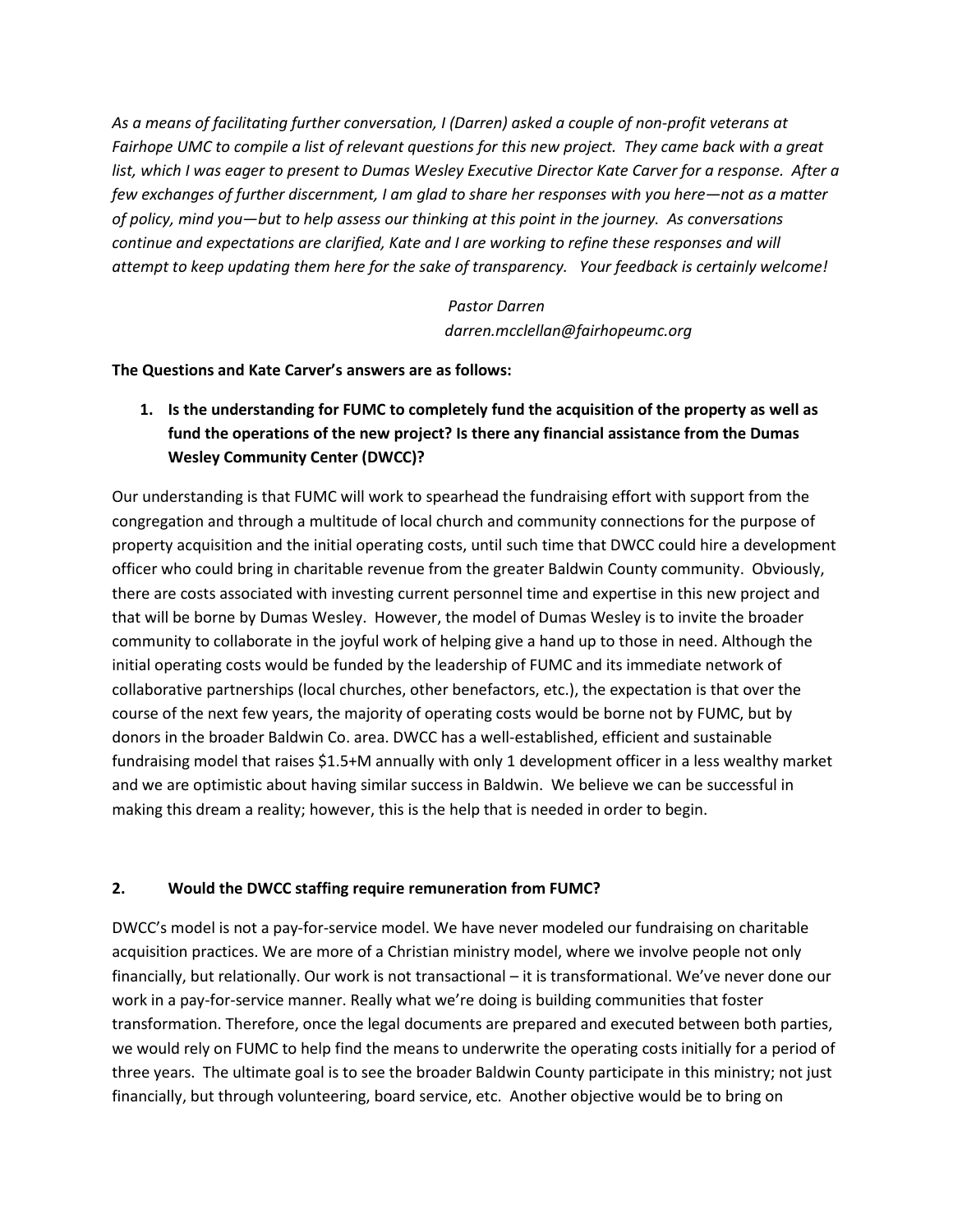*As a means of facilitating further conversation, I (Darren) asked a couple of non-profit veterans at Fairhope UMC to compile a list of relevant questions for this new project. They came back with a great list, which I was eager to present to Dumas Wesley Executive Director Kate Carver for a response. After a few exchanges of further discernment, I am glad to share her responses with you here—not as a matter of policy, mind you—but to help assess our thinking at this point in the journey. As conversations continue and expectations are clarified, Kate and I are working to refine these responses and will attempt to keep updating them here for the sake of transparency. Your feedback is certainly welcome!*

*Pastor Darren*
*darren.mcclellan@fairhopeumc.org*

**The Questions and Kate Carver's answers are as follows:**

1. **Is the understanding for FUMC to completely fund the acquisition of the property as well as fund the operations of the new project? Is there any financial assistance from the Dumas Wesley Community Center (DWCC)?**

Our understanding is that FUMC will work to spearhead the fundraising effort with support from the congregation and through a multitude of local church and community connections for the purpose of property acquisition and the initial operating costs, until such time that DWCC could hire a development officer who could bring in charitable revenue from the greater Baldwin County community. Obviously, there are costs associated with investing current personnel time and expertise in this new project and that will be borne by Dumas Wesley. However, the model of Dumas Wesley is to invite the broader community to collaborate in the joyful work of helping give a hand up to those in need. Although the initial operating costs would be funded by the leadership of FUMC and its immediate network of collaborative partnerships (local churches, other benefactors, etc.), the expectation is that over the course of the next few years, the majority of operating costs would be borne not by FUMC, but by donors in the broader Baldwin Co. area. DWCC has a well-established, efficient and sustainable fundraising model that raises $1.5+M annually with only 1 development officer in a less wealthy market and we are optimistic about having similar success in Baldwin. We believe we can be successful in making this dream a reality; however, this is the help that is needed in order to begin.

**2. Would the DWCC staffing require remuneration from FUMC?**

DWCC's model is not a pay-for-service model. We have never modeled our fundraising on charitable acquisition practices. We are more of a Christian ministry model, where we involve people not only financially, but relationally. Our work is not transactional – it is transformational. We've never done our work in a pay-for-service manner. Really what we're doing is building communities that foster transformation. Therefore, once the legal documents are prepared and executed between both parties, we would rely on FUMC to help find the means to underwrite the operating costs initially for a period of three years. The ultimate goal is to see the broader Baldwin County participate in this ministry; not just financially, but through volunteering, board service, etc. Another objective would be to bring on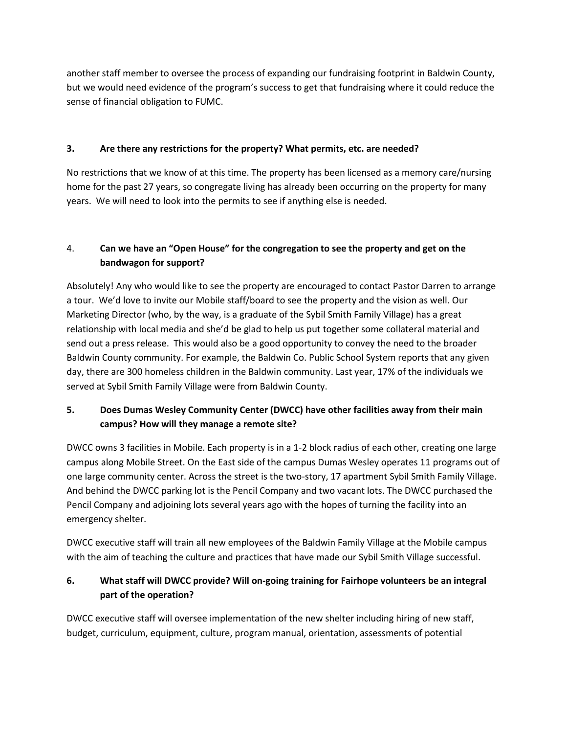another staff member to oversee the process of expanding our fundraising footprint in Baldwin County, but we would need evidence of the program's success to get that fundraising where it could reduce the sense of financial obligation to FUMC.

**3. Are there any restrictions for the property? What permits, etc. are needed?**

No restrictions that we know of at this time. The property has been licensed as a memory care/nursing home for the past 27 years, so congregate living has already been occurring on the property for many years. We will need to look into the permits to see if anything else is needed.

4. **Can we have an "Open House" for the congregation to see the property and get on the bandwagon for support?**

Absolutely! Any who would like to see the property are encouraged to contact Pastor Darren to arrange a tour. We'd love to invite our Mobile staff/board to see the property and the vision as well. Our Marketing Director (who, by the way, is a graduate of the Sybil Smith Family Village) has a great relationship with local media and she'd be glad to help us put together some collateral material and send out a press release. This would also be a good opportunity to convey the need to the broader Baldwin County community. For example, the Baldwin Co. Public School System reports that any given day, there are 300 homeless children in the Baldwin community. Last year, 17% of the individuals we served at Sybil Smith Family Village were from Baldwin County.

**5. Does Dumas Wesley Community Center (DWCC) have other facilities away from their main campus? How will they manage a remote site?**

DWCC owns 3 facilities in Mobile. Each property is in a 1-2 block radius of each other, creating one large campus along Mobile Street. On the East side of the campus Dumas Wesley operates 11 programs out of one large community center. Across the street is the two-story, 17 apartment Sybil Smith Family Village. And behind the DWCC parking lot is the Pencil Company and two vacant lots. The DWCC purchased the Pencil Company and adjoining lots several years ago with the hopes of turning the facility into an emergency shelter.

DWCC executive staff will train all new employees of the Baldwin Family Village at the Mobile campus with the aim of teaching the culture and practices that have made our Sybil Smith Village successful.

**6. What staff will DWCC provide? Will on-going training for Fairhope volunteers be an integral part of the operation?**

DWCC executive staff will oversee implementation of the new shelter including hiring of new staff, budget, curriculum, equipment, culture, program manual, orientation, assessments of potential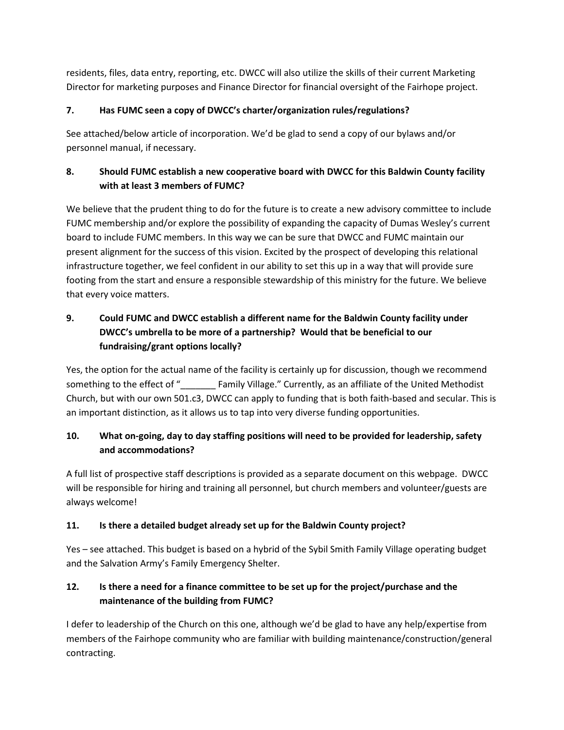residents, files, data entry, reporting, etc. DWCC will also utilize the skills of their current Marketing Director for marketing purposes and Finance Director for financial oversight of the Fairhope project.

**7. Has FUMC seen a copy of DWCC's charter/organization rules/regulations?**

See attached/below article of incorporation. We'd be glad to send a copy of our bylaws and/or personnel manual, if necessary.

**8. Should FUMC establish a new cooperative board with DWCC for this Baldwin County facility with at least 3 members of FUMC?**

We believe that the prudent thing to do for the future is to create a new advisory committee to include FUMC membership and/or explore the possibility of expanding the capacity of Dumas Wesley's current board to include FUMC members. In this way we can be sure that DWCC and FUMC maintain our present alignment for the success of this vision. Excited by the prospect of developing this relational infrastructure together, we feel confident in our ability to set this up in a way that will provide sure footing from the start and ensure a responsible stewardship of this ministry for the future. We believe that every voice matters.

**9. Could FUMC and DWCC establish a different name for the Baldwin County facility under DWCC's umbrella to be more of a partnership? Would that be beneficial to our fundraising/grant options locally?**

Yes, the option for the actual name of the facility is certainly up for discussion, though we recommend something to the effect of "_______ Family Village." Currently, as an affiliate of the United Methodist Church, but with our own 501.c3, DWCC can apply to funding that is both faith-based and secular. This is an important distinction, as it allows us to tap into very diverse funding opportunities.

**10. What on-going, day to day staffing positions will need to be provided for leadership, safety and accommodations?**

A full list of prospective staff descriptions is provided as a separate document on this webpage. DWCC will be responsible for hiring and training all personnel, but church members and volunteer/guests are always welcome!

**11. Is there a detailed budget already set up for the Baldwin County project?**

Yes – see attached. This budget is based on a hybrid of the Sybil Smith Family Village operating budget and the Salvation Army's Family Emergency Shelter.

**12. Is there a need for a finance committee to be set up for the project/purchase and the maintenance of the building from FUMC?**

I defer to leadership of the Church on this one, although we'd be glad to have any help/expertise from members of the Fairhope community who are familiar with building maintenance/construction/general contracting.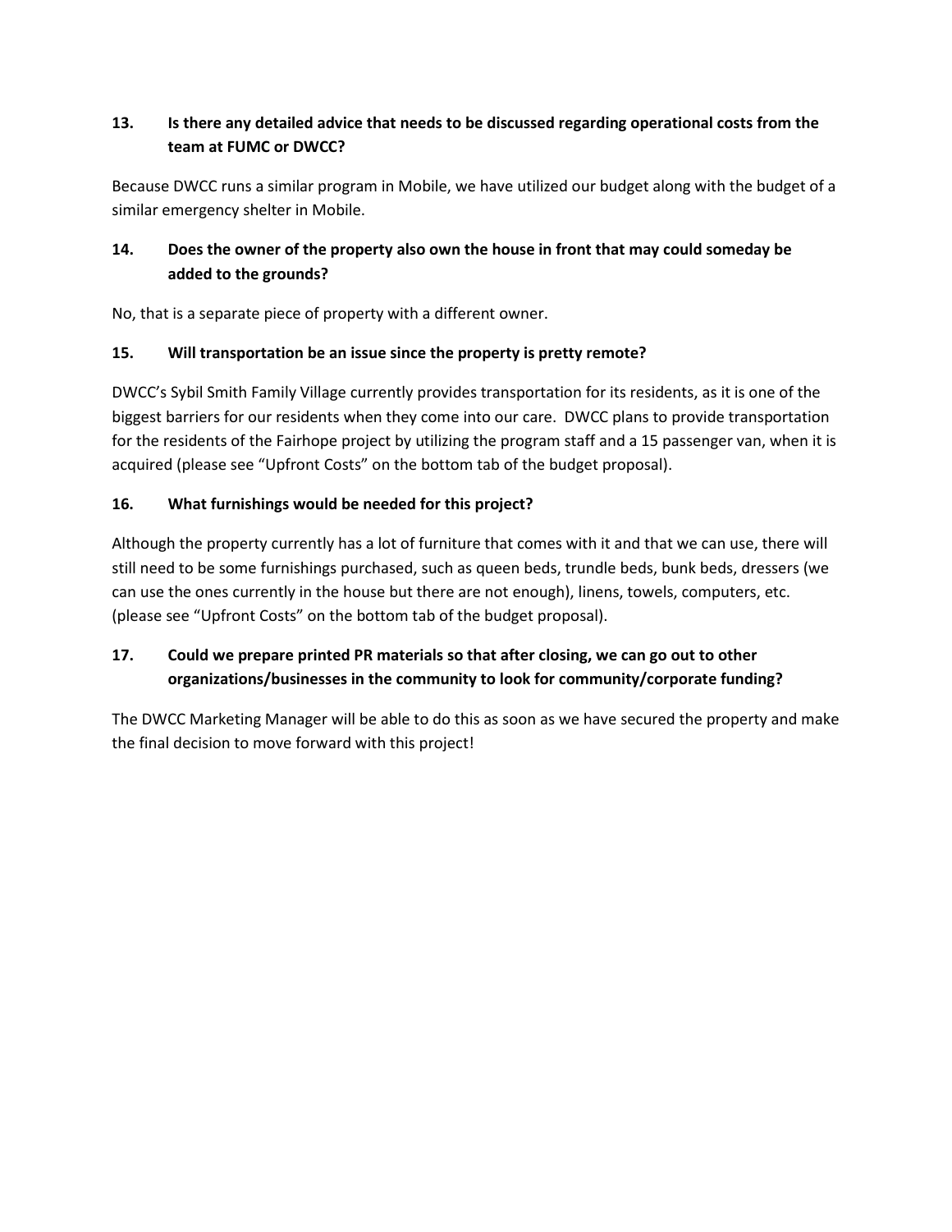**13. Is there any detailed advice that needs to be discussed regarding operational costs from the team at FUMC or DWCC?**

Because DWCC runs a similar program in Mobile, we have utilized our budget along with the budget of a similar emergency shelter in Mobile.

**14. Does the owner of the property also own the house in front that may could someday be added to the grounds?**

No, that is a separate piece of property with a different owner.

**15. Will transportation be an issue since the property is pretty remote?**

DWCC's Sybil Smith Family Village currently provides transportation for its residents, as it is one of the biggest barriers for our residents when they come into our care. DWCC plans to provide transportation for the residents of the Fairhope project by utilizing the program staff and a 15 passenger van, when it is acquired (please see "Upfront Costs" on the bottom tab of the budget proposal).

**16. What furnishings would be needed for this project?**

Although the property currently has a lot of furniture that comes with it and that we can use, there will still need to be some furnishings purchased, such as queen beds, trundle beds, bunk beds, dressers (we can use the ones currently in the house but there are not enough), linens, towels, computers, etc. (please see "Upfront Costs" on the bottom tab of the budget proposal).

**17. Could we prepare printed PR materials so that after closing, we can go out to other organizations/businesses in the community to look for community/corporate funding?**

The DWCC Marketing Manager will be able to do this as soon as we have secured the property and make the final decision to move forward with this project!